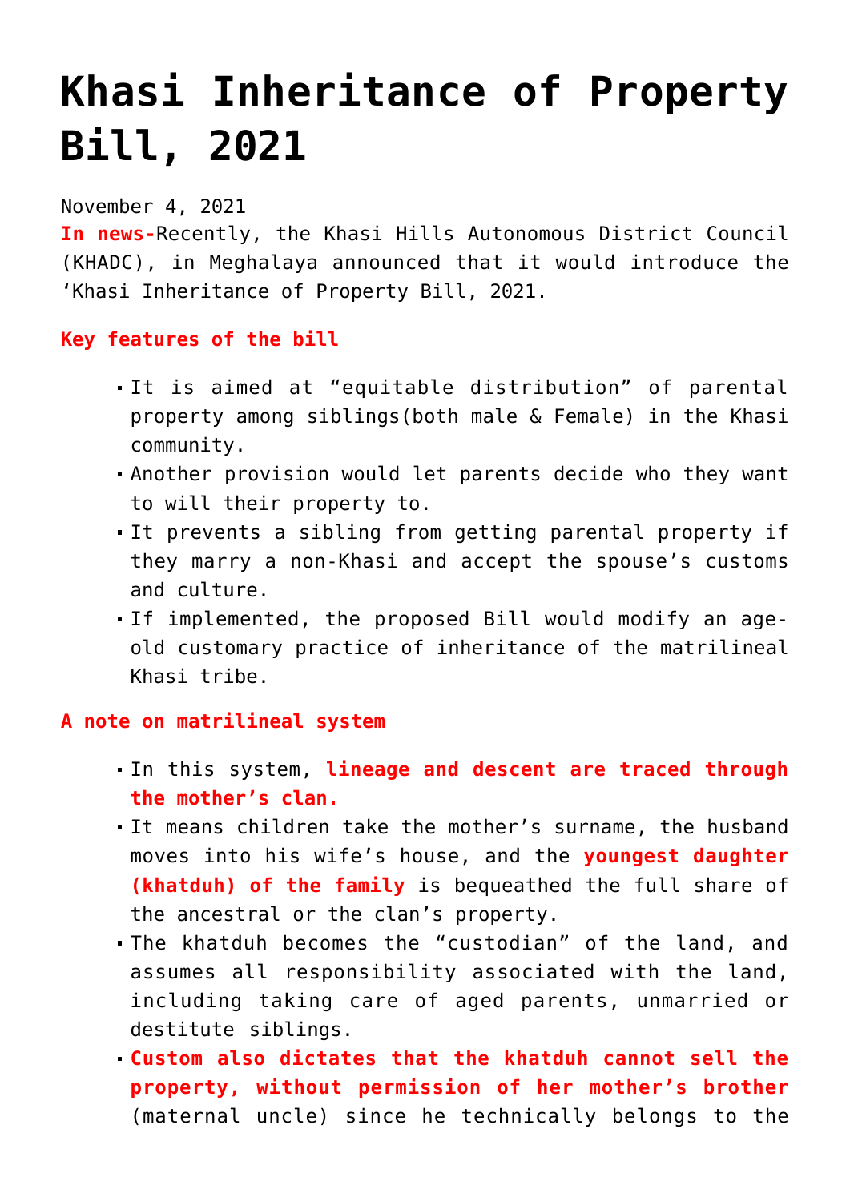# Khasi Inheritance of Property Bill, 2021

November 4, 2021

**In news-** Recently, the Khasi Hills Autonomous District Council (KHADC), in Meghalaya announced that it would introduce the 'Khasi Inheritance of Property Bill, 2021.

**Key features of the bill**

- It is aimed at "equitable distribution" of parental property among siblings(both male & Female) in the Khasi community.
- Another provision would let parents decide who they want to will their property to.
- It prevents a sibling from getting parental property if they marry a non-Khasi and accept the spouse's customs and culture.
- If implemented, the proposed Bill would modify an age-old customary practice of inheritance of the matrilineal Khasi tribe.

**A note on matrilineal system**

- In this system, **lineage and descent are traced through the mother's clan.**
- It means children take the mother's surname, the husband moves into his wife's house, and the **youngest daughter (khatduh) of the family** is bequeathed the full share of the ancestral or the clan's property.
- The khatduh becomes the "custodian" of the land, and assumes all responsibility associated with the land, including taking care of aged parents, unmarried or destitute siblings.
- **Custom also dictates that the khatduh cannot sell the property, without permission of her mother's brother** (maternal uncle) since he technically belongs to the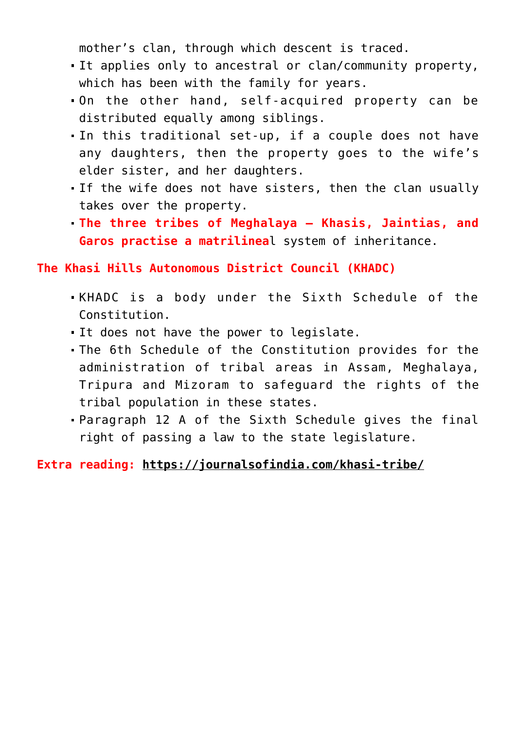mother’s clan, through which descent is traced.

- It applies only to ancestral or clan/community property, which has been with the family for years.
- On the other hand, self-acquired property can be distributed equally among siblings.
- In this traditional set-up, if a couple does not have any daughters, then the property goes to the wife’s elder sister, and her daughters.
- If the wife does not have sisters, then the clan usually takes over the property.
- **The three tribes of Meghalaya – Khasis, Jaintias, and Garos practise a matrilinea**l system of inheritance.

**The Khasi Hills Autonomous District Council (KHADC)**

- KHADC is a body under the Sixth Schedule of the Constitution.
- It does not have the power to legislate.
- The 6th Schedule of the Constitution provides for the administration of tribal areas in Assam, Meghalaya, Tripura and Mizoram to safeguard the rights of the tribal population in these states.
- Paragraph 12 A of the Sixth Schedule gives the final right of passing a law to the state legislature.

**Extra reading:** **https://journalsofindia.com/khasi-tribe/**